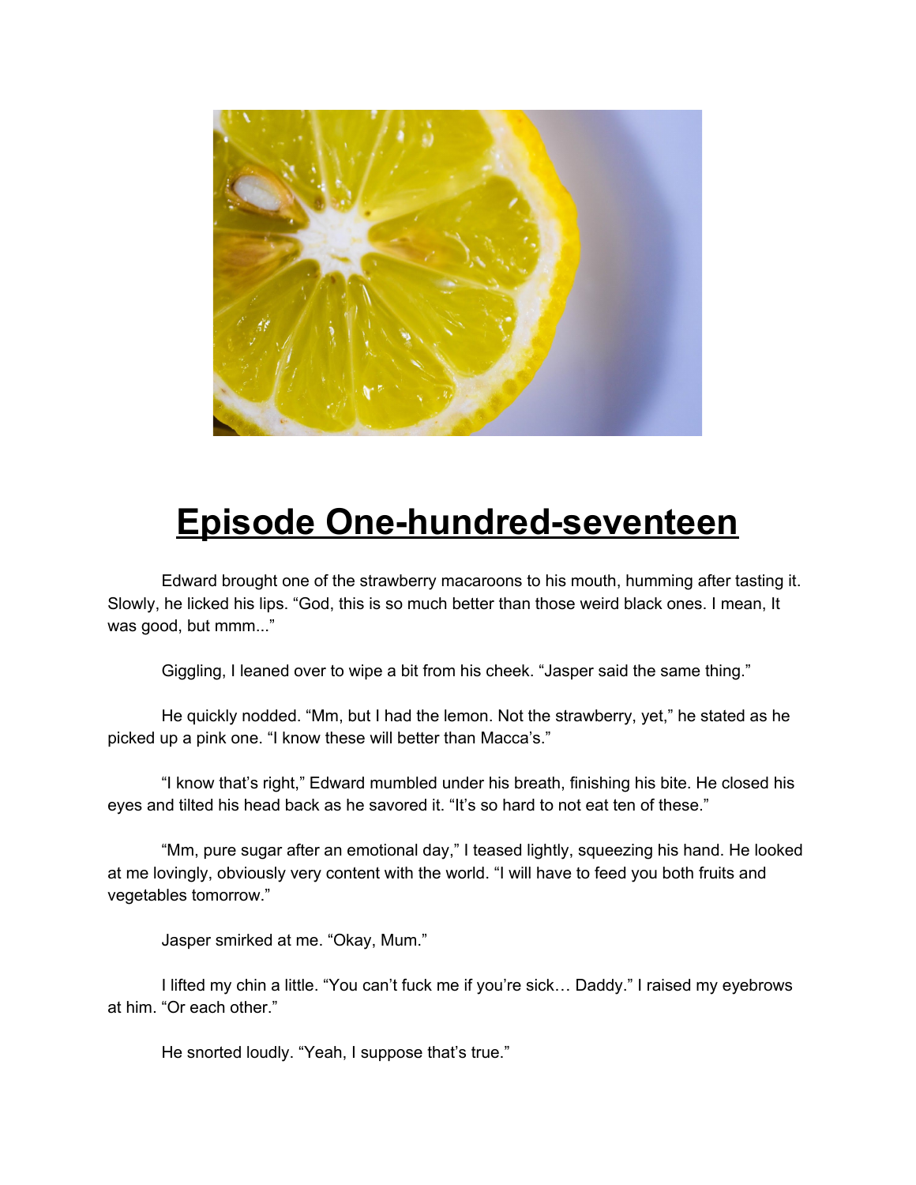# Episode One-hundred-seventeen

Edward brought one of the strawberry macaroons to his mouth, humming after tasting it. Slowly, he licked his lips. "God, this is so much better than those weird black ones. I mean, It was good, but mmm..."

Giggling, I leaned over to wipe a bit from his cheek. "Jasper said the same thing."

He quickly nodded. "Mm, but I had the lemon. Not the strawberry, yet," he stated as he picked up a pink one. "I know these will better than Macca's."

"I know that's right," Edward mumbled under his breath, finishing his bite. He closed his eyes and tilted his head back as he savored it. "It's so hard to not eat ten of these."

"Mm, pure sugar after an emotional day," I teased lightly, squeezing his hand. He looked at me lovingly, obviously very content with the world. "I will have to feed you both fruits and vegetables tomorrow."

Jasper smirked at me. "Okay, Mum."

I lifted my chin a little. "You can't fuck me if you're sick… Daddy." I raised my eyebrows at him. "Or each other."

He snorted loudly. "Yeah, I suppose that's true."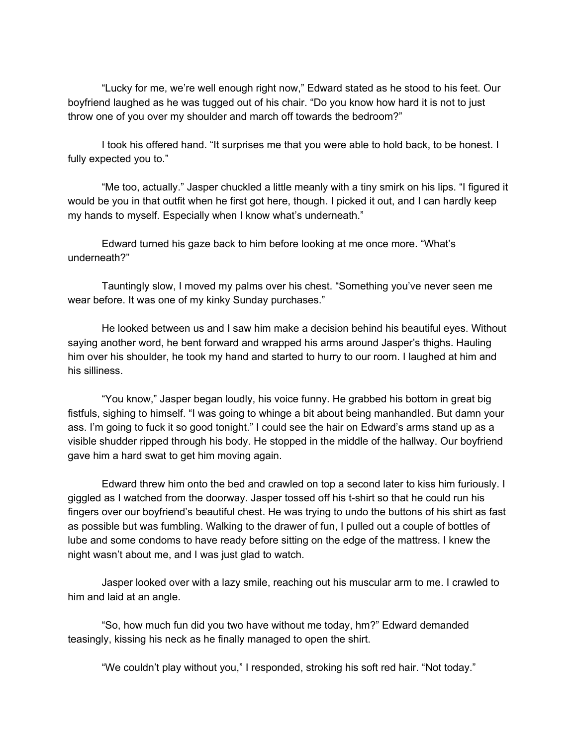"Lucky for me, we're well enough right now," Edward stated as he stood to his feet. Our boyfriend laughed as he was tugged out of his chair. "Do you know how hard it is not to just throw one of you over my shoulder and march off towards the bedroom?"

I took his offered hand. "It surprises me that you were able to hold back, to be honest. I fully expected you to."

"Me too, actually." Jasper chuckled a little meanly with a tiny smirk on his lips. "I figured it would be you in that outfit when he first got here, though. I picked it out, and I can hardly keep my hands to myself. Especially when I know what's underneath."

Edward turned his gaze back to him before looking at me once more. "What's underneath?"

Tauntingly slow, I moved my palms over his chest. "Something you've never seen me wear before. It was one of my kinky Sunday purchases."

He looked between us and I saw him make a decision behind his beautiful eyes. Without saying another word, he bent forward and wrapped his arms around Jasper's thighs. Hauling him over his shoulder, he took my hand and started to hurry to our room. I laughed at him and his silliness.

"You know," Jasper began loudly, his voice funny. He grabbed his bottom in great big fistfuls, sighing to himself. "I was going to whinge a bit about being manhandled. But damn your ass. I'm going to fuck it so good tonight." I could see the hair on Edward's arms stand up as a visible shudder ripped through his body. He stopped in the middle of the hallway. Our boyfriend gave him a hard swat to get him moving again.

Edward threw him onto the bed and crawled on top a second later to kiss him furiously. I giggled as I watched from the doorway. Jasper tossed off his t-shirt so that he could run his fingers over our boyfriend's beautiful chest. He was trying to undo the buttons of his shirt as fast as possible but was fumbling. Walking to the drawer of fun, I pulled out a couple of bottles of lube and some condoms to have ready before sitting on the edge of the mattress. I knew the night wasn't about me, and I was just glad to watch.

Jasper looked over with a lazy smile, reaching out his muscular arm to me. I crawled to him and laid at an angle.

"So, how much fun did you two have without me today, hm?" Edward demanded teasingly, kissing his neck as he finally managed to open the shirt.

"We couldn't play without you," I responded, stroking his soft red hair. "Not today."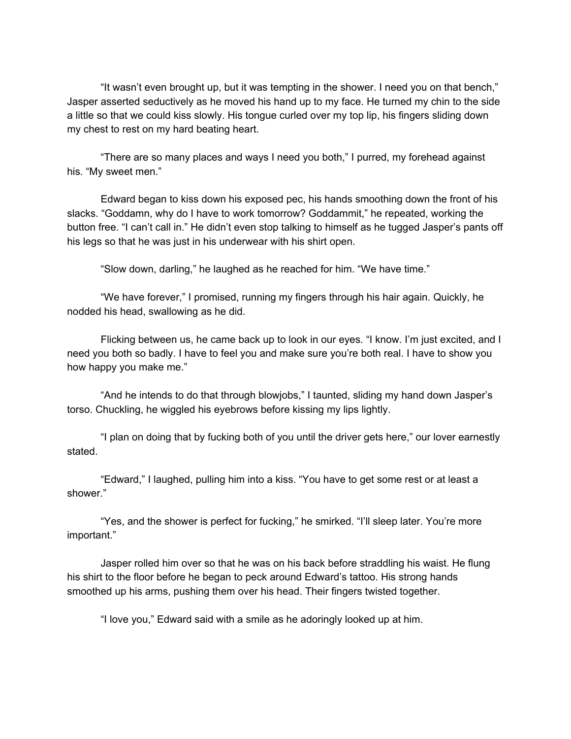"It wasn't even brought up, but it was tempting in the shower. I need you on that bench," Jasper asserted seductively as he moved his hand up to my face. He turned my chin to the side a little so that we could kiss slowly. His tongue curled over my top lip, his fingers sliding down my chest to rest on my hard beating heart.

"There are so many places and ways I need you both," I purred, my forehead against his. "My sweet men."

Edward began to kiss down his exposed pec, his hands smoothing down the front of his slacks. "Goddamn, why do I have to work tomorrow? Goddammit," he repeated, working the button free. "I can't call in." He didn't even stop talking to himself as he tugged Jasper's pants off his legs so that he was just in his underwear with his shirt open.

"Slow down, darling," he laughed as he reached for him. "We have time."

"We have forever," I promised, running my fingers through his hair again. Quickly, he nodded his head, swallowing as he did.

Flicking between us, he came back up to look in our eyes. "I know. I'm just excited, and I need you both so badly. I have to feel you and make sure you're both real. I have to show you how happy you make me."

"And he intends to do that through blowjobs," I taunted, sliding my hand down Jasper's torso. Chuckling, he wiggled his eyebrows before kissing my lips lightly.

"I plan on doing that by fucking both of you until the driver gets here," our lover earnestly stated.

"Edward," I laughed, pulling him into a kiss. "You have to get some rest or at least a shower."

"Yes, and the shower is perfect for fucking," he smirked. "I'll sleep later. You're more important."

Jasper rolled him over so that he was on his back before straddling his waist. He flung his shirt to the floor before he began to peck around Edward's tattoo. His strong hands smoothed up his arms, pushing them over his head. Their fingers twisted together.

"I love you," Edward said with a smile as he adoringly looked up at him.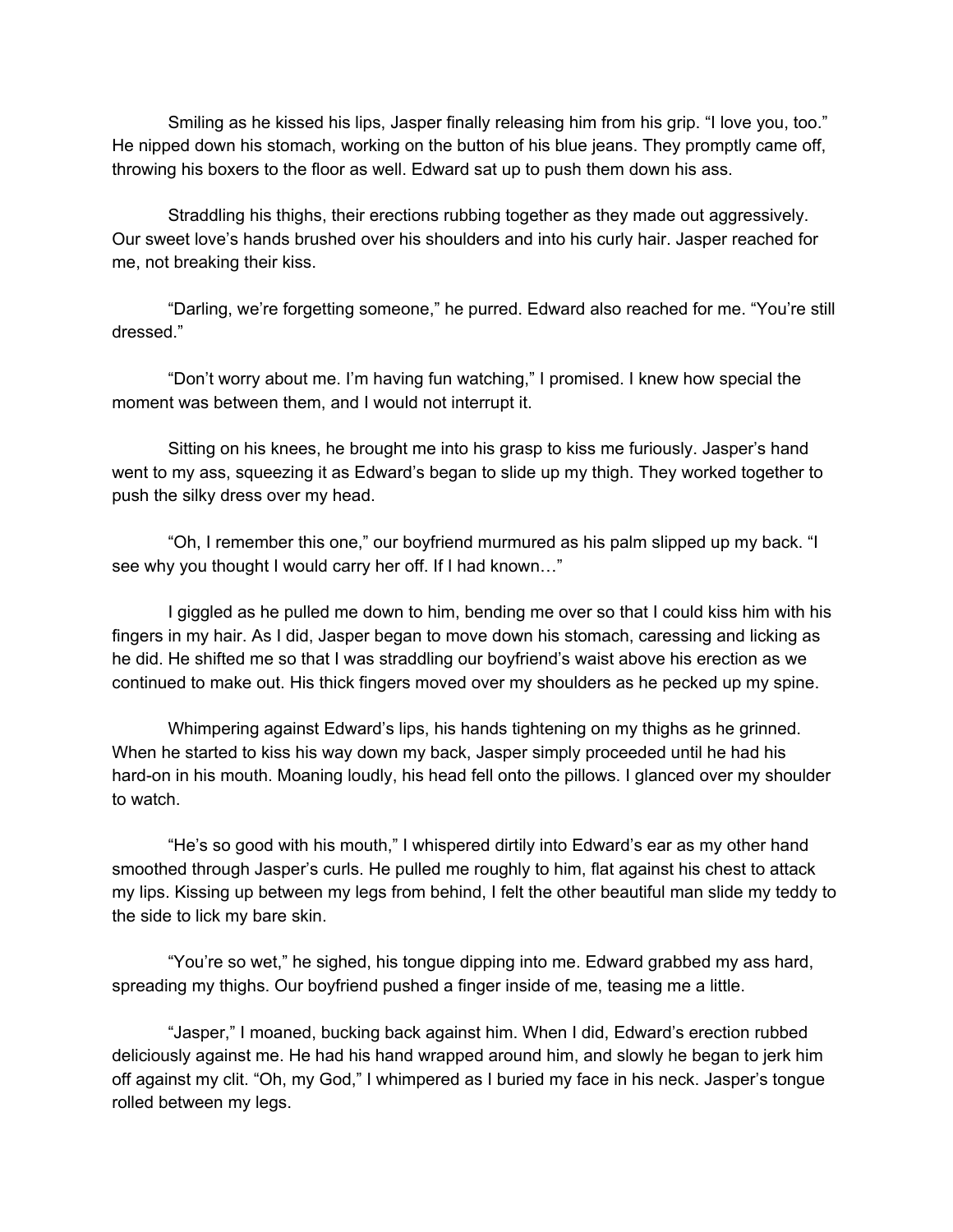Smiling as he kissed his lips, Jasper finally releasing him from his grip. "I love you, too." He nipped down his stomach, working on the button of his blue jeans. They promptly came off, throwing his boxers to the floor as well. Edward sat up to push them down his ass.

Straddling his thighs, their erections rubbing together as they made out aggressively. Our sweet love's hands brushed over his shoulders and into his curly hair. Jasper reached for me, not breaking their kiss.

"Darling, we're forgetting someone," he purred. Edward also reached for me. "You're still dressed."

"Don't worry about me. I'm having fun watching," I promised. I knew how special the moment was between them, and I would not interrupt it.

Sitting on his knees, he brought me into his grasp to kiss me furiously. Jasper's hand went to my ass, squeezing it as Edward's began to slide up my thigh. They worked together to push the silky dress over my head.

"Oh, I remember this one," our boyfriend murmured as his palm slipped up my back. "I see why you thought I would carry her off. If I had known…"

I giggled as he pulled me down to him, bending me over so that I could kiss him with his fingers in my hair. As I did, Jasper began to move down his stomach, caressing and licking as he did. He shifted me so that I was straddling our boyfriend's waist above his erection as we continued to make out. His thick fingers moved over my shoulders as he pecked up my spine.

Whimpering against Edward's lips, his hands tightening on my thighs as he grinned. When he started to kiss his way down my back, Jasper simply proceeded until he had his hard-on in his mouth. Moaning loudly, his head fell onto the pillows. I glanced over my shoulder to watch.

"He's so good with his mouth," I whispered dirtily into Edward's ear as my other hand smoothed through Jasper's curls. He pulled me roughly to him, flat against his chest to attack my lips. Kissing up between my legs from behind, I felt the other beautiful man slide my teddy to the side to lick my bare skin.

"You're so wet," he sighed, his tongue dipping into me. Edward grabbed my ass hard, spreading my thighs. Our boyfriend pushed a finger inside of me, teasing me a little.

"Jasper," I moaned, bucking back against him. When I did, Edward's erection rubbed deliciously against me. He had his hand wrapped around him, and slowly he began to jerk him off against my clit. "Oh, my God," I whimpered as I buried my face in his neck. Jasper's tongue rolled between my legs.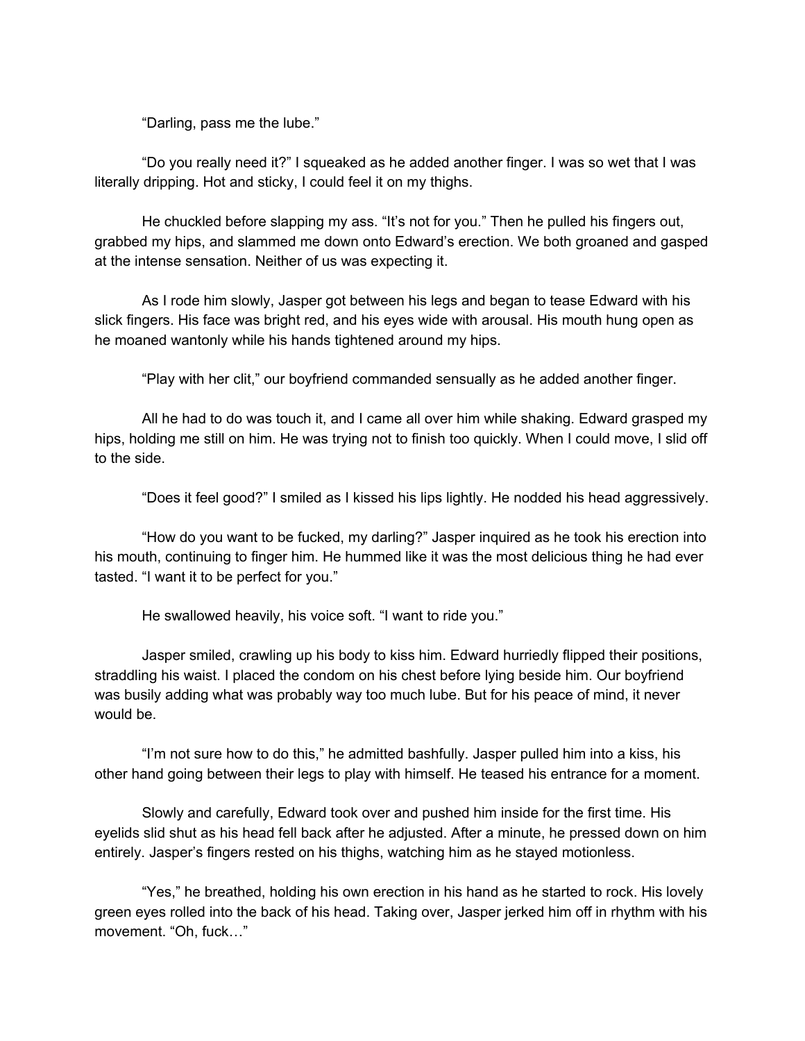"Darling, pass me the lube."

"Do you really need it?" I squeaked as he added another finger. I was so wet that I was literally dripping. Hot and sticky, I could feel it on my thighs.

He chuckled before slapping my ass. "It's not for you." Then he pulled his fingers out, grabbed my hips, and slammed me down onto Edward's erection. We both groaned and gasped at the intense sensation. Neither of us was expecting it.

As I rode him slowly, Jasper got between his legs and began to tease Edward with his slick fingers. His face was bright red, and his eyes wide with arousal. His mouth hung open as he moaned wantonly while his hands tightened around my hips.

"Play with her clit," our boyfriend commanded sensually as he added another finger.

All he had to do was touch it, and I came all over him while shaking. Edward grasped my hips, holding me still on him. He was trying not to finish too quickly. When I could move, I slid off to the side.

"Does it feel good?" I smiled as I kissed his lips lightly. He nodded his head aggressively.

"How do you want to be fucked, my darling?" Jasper inquired as he took his erection into his mouth, continuing to finger him. He hummed like it was the most delicious thing he had ever tasted. "I want it to be perfect for you."

He swallowed heavily, his voice soft. "I want to ride you."

Jasper smiled, crawling up his body to kiss him. Edward hurriedly flipped their positions, straddling his waist. I placed the condom on his chest before lying beside him. Our boyfriend was busily adding what was probably way too much lube. But for his peace of mind, it never would be.

"I'm not sure how to do this," he admitted bashfully. Jasper pulled him into a kiss, his other hand going between their legs to play with himself. He teased his entrance for a moment.

Slowly and carefully, Edward took over and pushed him inside for the first time. His eyelids slid shut as his head fell back after he adjusted. After a minute, he pressed down on him entirely. Jasper's fingers rested on his thighs, watching him as he stayed motionless.

"Yes," he breathed, holding his own erection in his hand as he started to rock. His lovely green eyes rolled into the back of his head. Taking over, Jasper jerked him off in rhythm with his movement. "Oh, fuck…"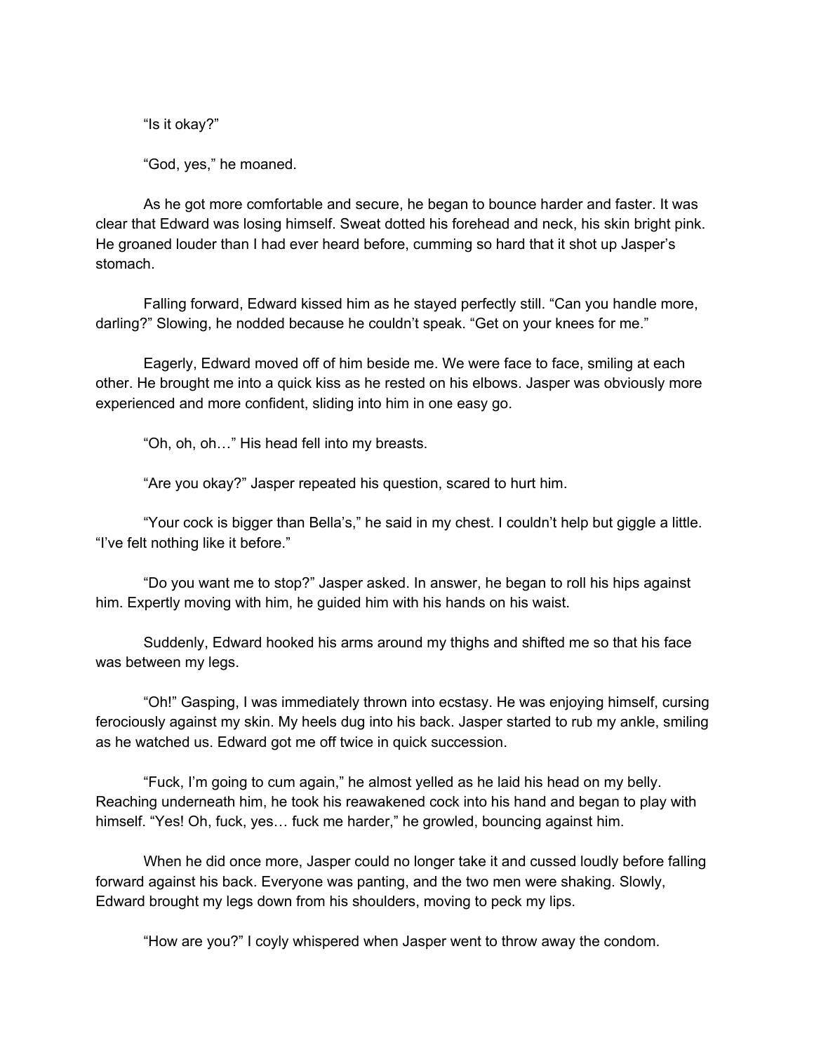"Is it okay?"

"God, yes," he moaned.

As he got more comfortable and secure, he began to bounce harder and faster. It was clear that Edward was losing himself. Sweat dotted his forehead and neck, his skin bright pink. He groaned louder than I had ever heard before, cumming so hard that it shot up Jasper's stomach.

Falling forward, Edward kissed him as he stayed perfectly still. "Can you handle more, darling?" Slowing, he nodded because he couldn't speak. "Get on your knees for me."

Eagerly, Edward moved off of him beside me. We were face to face, smiling at each other. He brought me into a quick kiss as he rested on his elbows. Jasper was obviously more experienced and more confident, sliding into him in one easy go.

"Oh, oh, oh…" His head fell into my breasts.

"Are you okay?" Jasper repeated his question, scared to hurt him.

"Your cock is bigger than Bella's," he said in my chest. I couldn't help but giggle a little. "I've felt nothing like it before."

"Do you want me to stop?" Jasper asked. In answer, he began to roll his hips against him. Expertly moving with him, he guided him with his hands on his waist.

Suddenly, Edward hooked his arms around my thighs and shifted me so that his face was between my legs.

"Oh!" Gasping, I was immediately thrown into ecstasy. He was enjoying himself, cursing ferociously against my skin. My heels dug into his back. Jasper started to rub my ankle, smiling as he watched us. Edward got me off twice in quick succession.

"Fuck, I'm going to cum again," he almost yelled as he laid his head on my belly. Reaching underneath him, he took his reawakened cock into his hand and began to play with himself. "Yes! Oh, fuck, yes… fuck me harder," he growled, bouncing against him.

When he did once more, Jasper could no longer take it and cussed loudly before falling forward against his back. Everyone was panting, and the two men were shaking. Slowly, Edward brought my legs down from his shoulders, moving to peck my lips.

"How are you?" I coyly whispered when Jasper went to throw away the condom.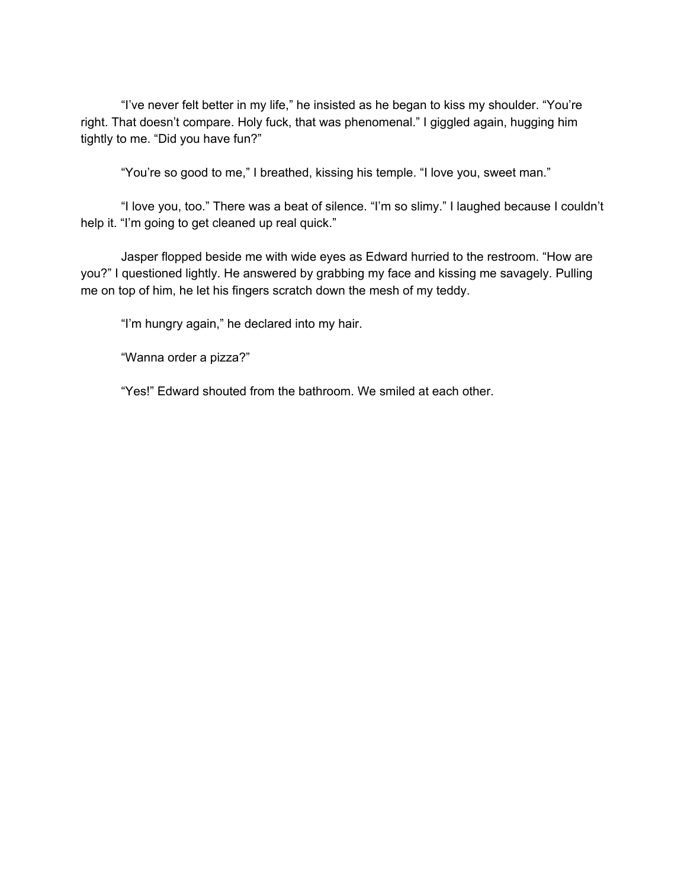"I've never felt better in my life," he insisted as he began to kiss my shoulder. "You're right. That doesn't compare. Holy fuck, that was phenomenal." I giggled again, hugging him tightly to me. "Did you have fun?"

"You're so good to me," I breathed, kissing his temple. "I love you, sweet man."

"I love you, too." There was a beat of silence. "I'm so slimy." I laughed because I couldn't help it. "I'm going to get cleaned up real quick."

Jasper flopped beside me with wide eyes as Edward hurried to the restroom. "How are you?" I questioned lightly. He answered by grabbing my face and kissing me savagely. Pulling me on top of him, he let his fingers scratch down the mesh of my teddy.

"I'm hungry again," he declared into my hair.

"Wanna order a pizza?"

"Yes!" Edward shouted from the bathroom. We smiled at each other.